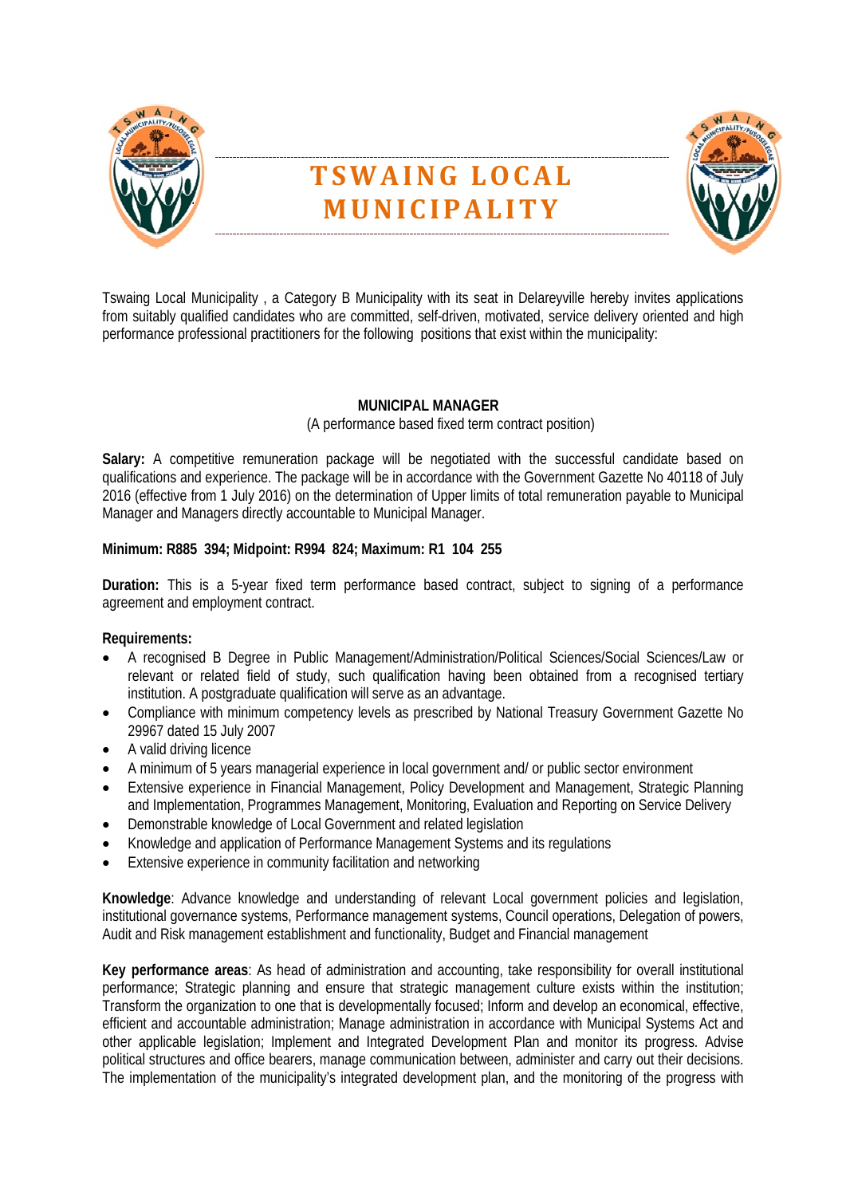# TSWAING LOCAL MUNICIPALITY

Tswaing Local Municipality , a Category B Municipality with its seat in Delareyville hereby invites applications from suitably qualified candidates who are committed, self-driven, motivated, service delivery oriented and high performance professional practitioners for the following positions that exist within the municipality:

## MUNICIPAL MANAGER

(A performance based fixed term contract position)

**Salary:** A competitive remuneration package will be negotiated with the successful candidate based on qualifications and experience. The package will be in accordance with the Government Gazette No 40118 of July 2016 (effective from 1 July 2016) on the determination of Upper limits of total remuneration payable to Municipal Manager and Managers directly accountable to Municipal Manager.

**Minimum: R885 394; Midpoint: R994 824; Maximum: R1 104 255**

**Duration:** This is a 5-year fixed term performance based contract, subject to signing of a performance agreement and employment contract.

**Requirements:**

- A recognised B Degree in Public Management/Administration/Political Sciences/Social Sciences/Law or relevant or related field of study, such qualification having been obtained from a recognised tertiary institution. A postgraduate qualification will serve as an advantage.
- Compliance with minimum competency levels as prescribed by National Treasury Government Gazette No 29967 dated 15 July 2007
- A valid driving licence
- A minimum of 5 years managerial experience in local government and/ or public sector environment
- Extensive experience in Financial Management, Policy Development and Management, Strategic Planning and Implementation, Programmes Management, Monitoring, Evaluation and Reporting on Service Delivery
- Demonstrable knowledge of Local Government and related legislation
- Knowledge and application of Performance Management Systems and its regulations
- Extensive experience in community facilitation and networking

**Knowledge**: Advance knowledge and understanding of relevant Local government policies and legislation, institutional governance systems, Performance management systems, Council operations, Delegation of powers, Audit and Risk management establishment and functionality, Budget and Financial management

**Key performance areas**: As head of administration and accounting, take responsibility for overall institutional performance; Strategic planning and ensure that strategic management culture exists within the institution; Transform the organization to one that is developmentally focused; Inform and develop an economical, effective, efficient and accountable administration; Manage administration in accordance with Municipal Systems Act and other applicable legislation; Implement and Integrated Development Plan and monitor its progress. Advise political structures and office bearers, manage communication between, administer and carry out their decisions. The implementation of the municipality's integrated development plan, and the monitoring of the progress with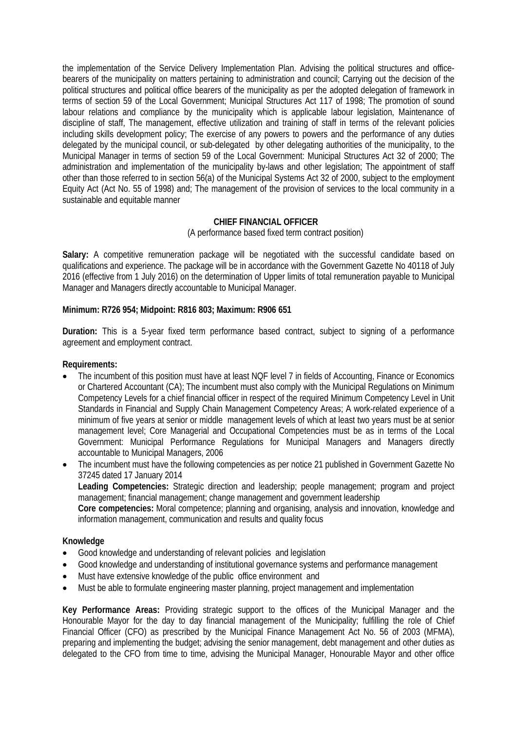the implementation of the Service Delivery Implementation Plan. Advising the political structures and office-bearers of the municipality on matters pertaining to administration and council; Carrying out the decision of the political structures and political office bearers of the municipality as per the adopted delegation of framework in terms of section 59 of the Local Government; Municipal Structures Act 117 of 1998; The promotion of sound labour relations and compliance by the municipality which is applicable labour legislation, Maintenance of discipline of staff, The management, effective utilization and training of staff in terms of the relevant policies including skills development policy; The exercise of any powers to powers and the performance of any duties delegated by the municipal council, or sub-delegated by other delegating authorities of the municipality, to the Municipal Manager in terms of section 59 of the Local Government: Municipal Structures Act 32 of 2000; The administration and implementation of the municipality by-laws and other legislation; The appointment of staff other than those referred to in section 56(a) of the Municipal Systems Act 32 of 2000, subject to the employment Equity Act (Act No. 55 of 1998) and; The management of the provision of services to the local community in a sustainable and equitable manner

**CHIEF FINANCIAL OFFICER**

(A performance based fixed term contract position)

**Salary:** A competitive remuneration package will be negotiated with the successful candidate based on qualifications and experience. The package will be in accordance with the Government Gazette No 40118 of July 2016 (effective from 1 July 2016) on the determination of Upper limits of total remuneration payable to Municipal Manager and Managers directly accountable to Municipal Manager.

**Minimum: R726 954; Midpoint: R816 803; Maximum: R906 651**

**Duration:** This is a 5-year fixed term performance based contract, subject to signing of a performance agreement and employment contract.

**Requirements:**

- The incumbent of this position must have at least NQF level 7 in fields of Accounting, Finance or Economics or Chartered Accountant (CA); The incumbent must also comply with the Municipal Regulations on Minimum Competency Levels for a chief financial officer in respect of the required Minimum Competency Level in Unit Standards in Financial and Supply Chain Management Competency Areas; A work-related experience of a minimum of five years at senior or middle management levels of which at least two years must be at senior management level; Core Managerial and Occupational Competencies must be as in terms of the Local Government: Municipal Performance Regulations for Municipal Managers and Managers directly accountable to Municipal Managers, 2006
- The incumbent must have the following competencies as per notice 21 published in Government Gazette No 37245 dated 17 January 2014
  **Leading Competencies:** Strategic direction and leadership; people management; program and project management; financial management; change management and government leadership
  **Core competencies:** Moral competence; planning and organising, analysis and innovation, knowledge and information management, communication and results and quality focus

**Knowledge**

- Good knowledge and understanding of relevant policies and legislation
- Good knowledge and understanding of institutional governance systems and performance management
- Must have extensive knowledge of the public office environment and
- Must be able to formulate engineering master planning, project management and implementation

**Key Performance Areas:** Providing strategic support to the offices of the Municipal Manager and the Honourable Mayor for the day to day financial management of the Municipality; fulfilling the role of Chief Financial Officer (CFO) as prescribed by the Municipal Finance Management Act No. 56 of 2003 (MFMA), preparing and implementing the budget; advising the senior management, debt management and other duties as delegated to the CFO from time to time, advising the Municipal Manager, Honourable Mayor and other office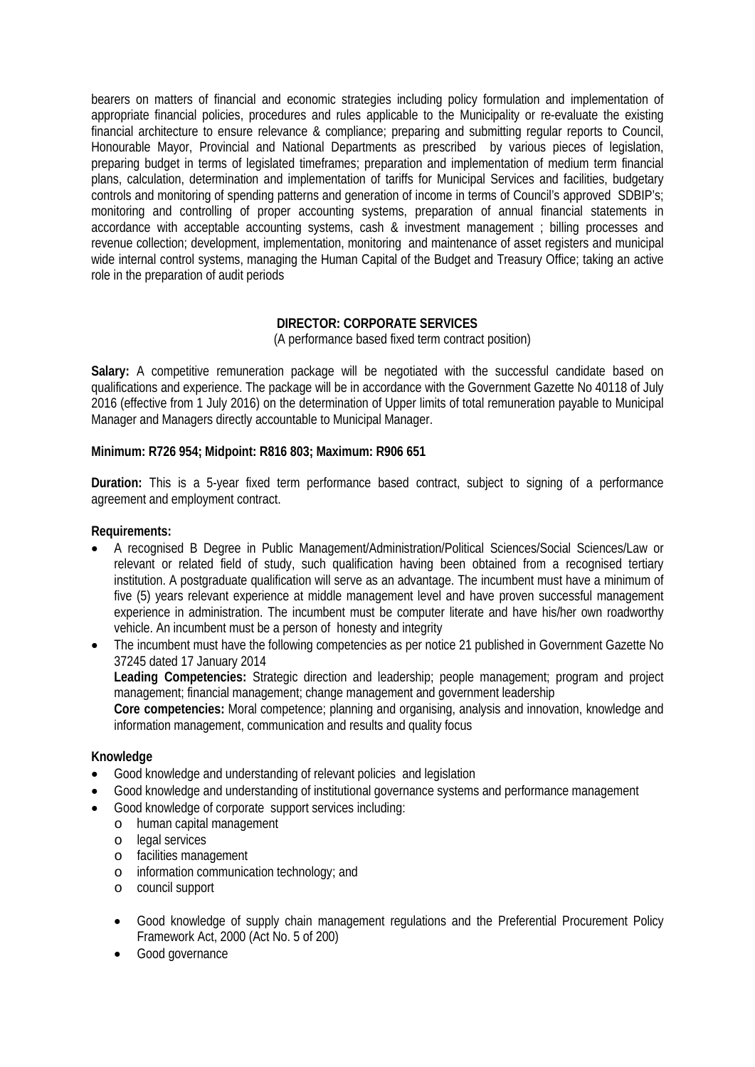bearers on matters of financial and economic strategies including policy formulation and implementation of appropriate financial policies, procedures and rules applicable to the Municipality or re-evaluate the existing financial architecture to ensure relevance & compliance; preparing and submitting regular reports to Council, Honourable Mayor, Provincial and National Departments as prescribed by various pieces of legislation, preparing budget in terms of legislated timeframes; preparation and implementation of medium term financial plans, calculation, determination and implementation of tariffs for Municipal Services and facilities, budgetary controls and monitoring of spending patterns and generation of income in terms of Council's approved SDBIP's; monitoring and controlling of proper accounting systems, preparation of annual financial statements in accordance with acceptable accounting systems, cash & investment management ; billing processes and revenue collection; development, implementation, monitoring and maintenance of asset registers and municipal wide internal control systems, managing the Human Capital of the Budget and Treasury Office; taking an active role in the preparation of audit periods

## DIRECTOR: CORPORATE SERVICES

(A performance based fixed term contract position)

**Salary:** A competitive remuneration package will be negotiated with the successful candidate based on qualifications and experience. The package will be in accordance with the Government Gazette No 40118 of July 2016 (effective from 1 July 2016) on the determination of Upper limits of total remuneration payable to Municipal Manager and Managers directly accountable to Municipal Manager.

**Minimum: R726 954; Midpoint: R816 803; Maximum: R906 651**

**Duration:** This is a 5-year fixed term performance based contract, subject to signing of a performance agreement and employment contract.

**Requirements:**

- A recognised B Degree in Public Management/Administration/Political Sciences/Social Sciences/Law or relevant or related field of study, such qualification having been obtained from a recognised tertiary institution. A postgraduate qualification will serve as an advantage. The incumbent must have a minimum of five (5) years relevant experience at middle management level and have proven successful management experience in administration. The incumbent must be computer literate and have his/her own roadworthy vehicle. An incumbent must be a person of honesty and integrity
- The incumbent must have the following competencies as per notice 21 published in Government Gazette No 37245 dated 17 January 2014

  **Leading Competencies:** Strategic direction and leadership; people management; program and project management; financial management; change management and government leadership

  **Core competencies:** Moral competence; planning and organising, analysis and innovation, knowledge and information management, communication and results and quality focus

**Knowledge**

- Good knowledge and understanding of relevant policies and legislation
- Good knowledge and understanding of institutional governance systems and performance management
- Good knowledge of corporate support services including:
  - human capital management
  - legal services
  - facilities management
  - information communication technology; and
  - council support

  - Good knowledge of supply chain management regulations and the Preferential Procurement Policy Framework Act, 2000 (Act No. 5 of 200)
  - Good governance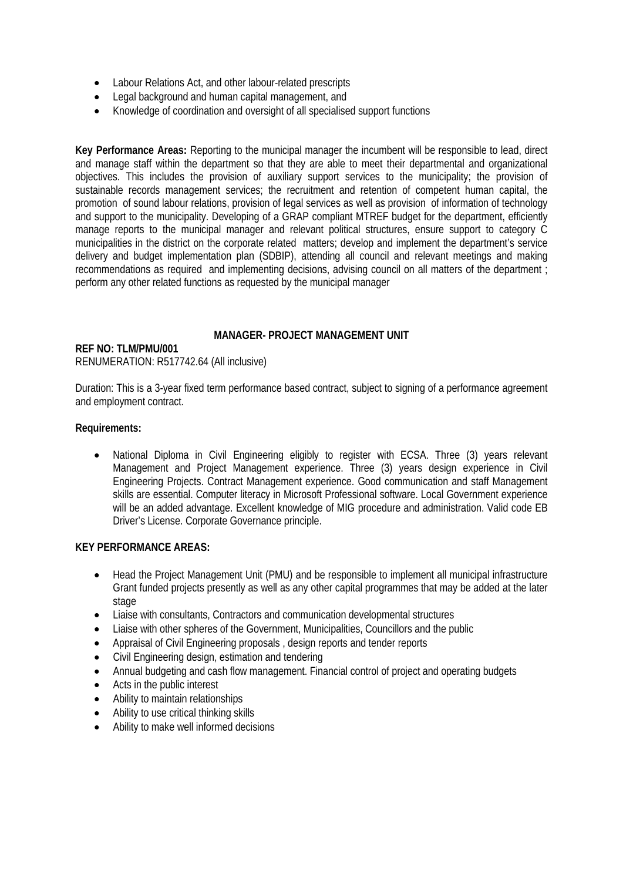- Labour Relations Act, and other labour-related prescripts
- Legal background and human capital management, and
- Knowledge of coordination and oversight of all specialised support functions

**Key Performance Areas:** Reporting to the municipal manager the incumbent will be responsible to lead, direct and manage staff within the department so that they are able to meet their departmental and organizational objectives. This includes the provision of auxiliary support services to the municipality; the provision of sustainable records management services; the recruitment and retention of competent human capital, the promotion of sound labour relations, provision of legal services as well as provision of information of technology and support to the municipality. Developing of a GRAP compliant MTREF budget for the department, efficiently manage reports to the municipal manager and relevant political structures, ensure support to category C municipalities in the district on the corporate related matters; develop and implement the department's service delivery and budget implementation plan (SDBIP), attending all council and relevant meetings and making recommendations as required and implementing decisions, advising council on all matters of the department ; perform any other related functions as requested by the municipal manager

**MANAGER- PROJECT MANAGEMENT UNIT**

**REF NO: TLM/PMU/001**
RENUMERATION: R517742.64 (All inclusive)

Duration: This is a 3-year fixed term performance based contract, subject to signing of a performance agreement and employment contract.

**Requirements:**

- National Diploma in Civil Engineering eligibly to register with ECSA. Three (3) years relevant Management and Project Management experience. Three (3) years design experience in Civil Engineering Projects. Contract Management experience. Good communication and staff Management skills are essential. Computer literacy in Microsoft Professional software. Local Government experience will be an added advantage. Excellent knowledge of MIG procedure and administration. Valid code EB Driver's License. Corporate Governance principle.

**KEY PERFORMANCE AREAS:**

- Head the Project Management Unit (PMU) and be responsible to implement all municipal infrastructure Grant funded projects presently as well as any other capital programmes that may be added at the later stage
- Liaise with consultants, Contractors and communication developmental structures
- Liaise with other spheres of the Government, Municipalities, Councillors and the public
- Appraisal of Civil Engineering proposals , design reports and tender reports
- Civil Engineering design, estimation and tendering
- Annual budgeting and cash flow management. Financial control of project and operating budgets
- Acts in the public interest
- Ability to maintain relationships
- Ability to use critical thinking skills
- Ability to make well informed decisions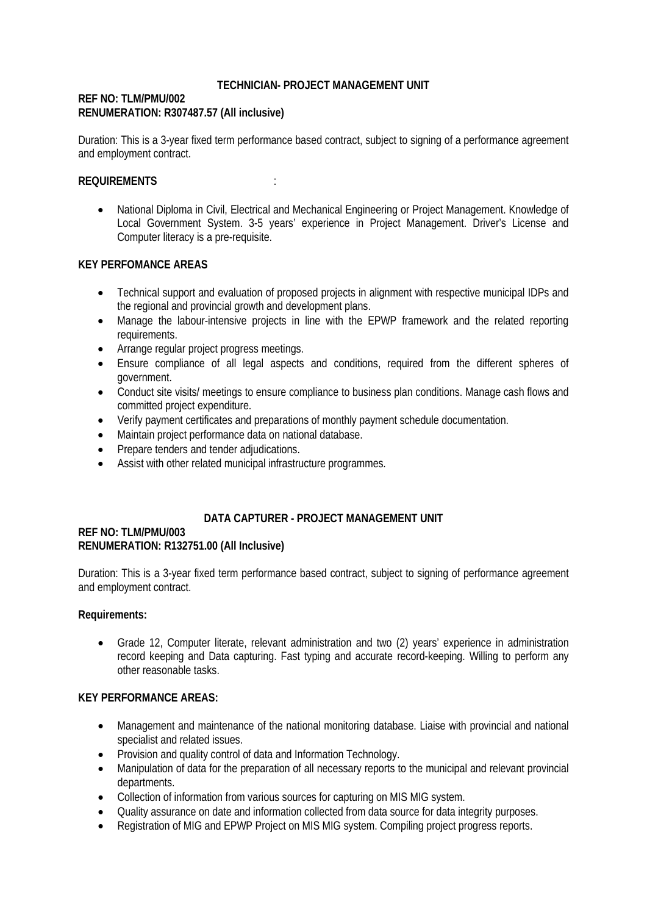## TECHNICIAN- PROJECT MANAGEMENT UNIT

**REF NO: TLM/PMU/002**
**RENUMERATION: R307487.57 (All inclusive)**

Duration: This is a 3-year fixed term performance based contract, subject to signing of a performance agreement and employment contract.

**REQUIREMENTS** :

- National Diploma in Civil, Electrical and Mechanical Engineering or Project Management. Knowledge of Local Government System. 3-5 years' experience in Project Management. Driver's License and Computer literacy is a pre-requisite.

**KEY PERFOMANCE AREAS**

- Technical support and evaluation of proposed projects in alignment with respective municipal IDPs and the regional and provincial growth and development plans.
- Manage the labour-intensive projects in line with the EPWP framework and the related reporting requirements.
- Arrange regular project progress meetings.
- Ensure compliance of all legal aspects and conditions, required from the different spheres of government.
- Conduct site visits/ meetings to ensure compliance to business plan conditions. Manage cash flows and committed project expenditure.
- Verify payment certificates and preparations of monthly payment schedule documentation.
- Maintain project performance data on national database.
- Prepare tenders and tender adjudications.
- Assist with other related municipal infrastructure programmes.

## DATA CAPTURER - PROJECT MANAGEMENT UNIT

**REF NO: TLM/PMU/003**
**RENUMERATION: R132751.00 (All Inclusive)**

Duration: This is a 3-year fixed term performance based contract, subject to signing of performance agreement and employment contract.

**Requirements:**

- Grade 12, Computer literate, relevant administration and two (2) years' experience in administration record keeping and Data capturing. Fast typing and accurate record-keeping. Willing to perform any other reasonable tasks.

**KEY PERFORMANCE AREAS:**

- Management and maintenance of the national monitoring database. Liaise with provincial and national specialist and related issues.
- Provision and quality control of data and Information Technology.
- Manipulation of data for the preparation of all necessary reports to the municipal and relevant provincial departments.
- Collection of information from various sources for capturing on MIS MIG system.
- Quality assurance on date and information collected from data source for data integrity purposes.
- Registration of MIG and EPWP Project on MIS MIG system. Compiling project progress reports.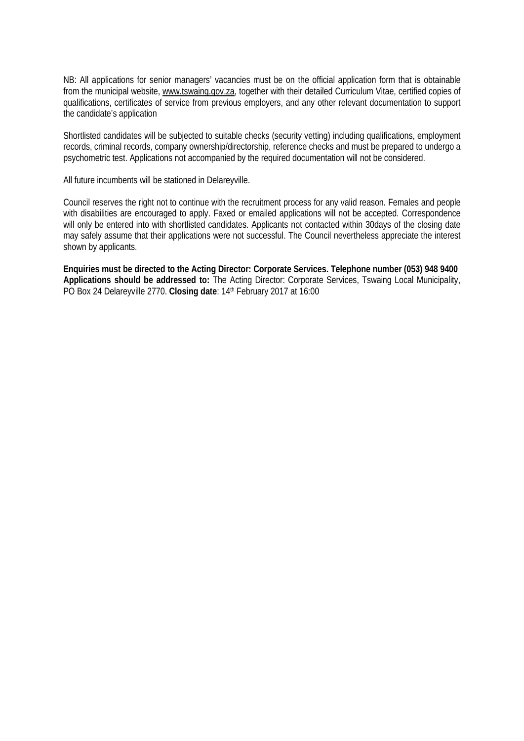NB: All applications for senior managers' vacancies must be on the official application form that is obtainable from the municipal website, www.tswaing.gov.za, together with their detailed Curriculum Vitae, certified copies of qualifications, certificates of service from previous employers, and any other relevant documentation to support the candidate's application

Shortlisted candidates will be subjected to suitable checks (security vetting) including qualifications, employment records, criminal records, company ownership/directorship, reference checks and must be prepared to undergo a psychometric test. Applications not accompanied by the required documentation will not be considered.

All future incumbents will be stationed in Delareyville.

Council reserves the right not to continue with the recruitment process for any valid reason. Females and people with disabilities are encouraged to apply. Faxed or emailed applications will not be accepted. Correspondence will only be entered into with shortlisted candidates. Applicants not contacted within 30days of the closing date may safely assume that their applications were not successful. The Council nevertheless appreciate the interest shown by applicants.

**Enquiries must be directed to the Acting Director: Corporate Services. Telephone number (053) 948 9400**
**Applications should be addressed to:** The Acting Director: Corporate Services, Tswaing Local Municipality, PO Box 24 Delareyville 2770. **Closing date**: 14th February 2017 at 16:00